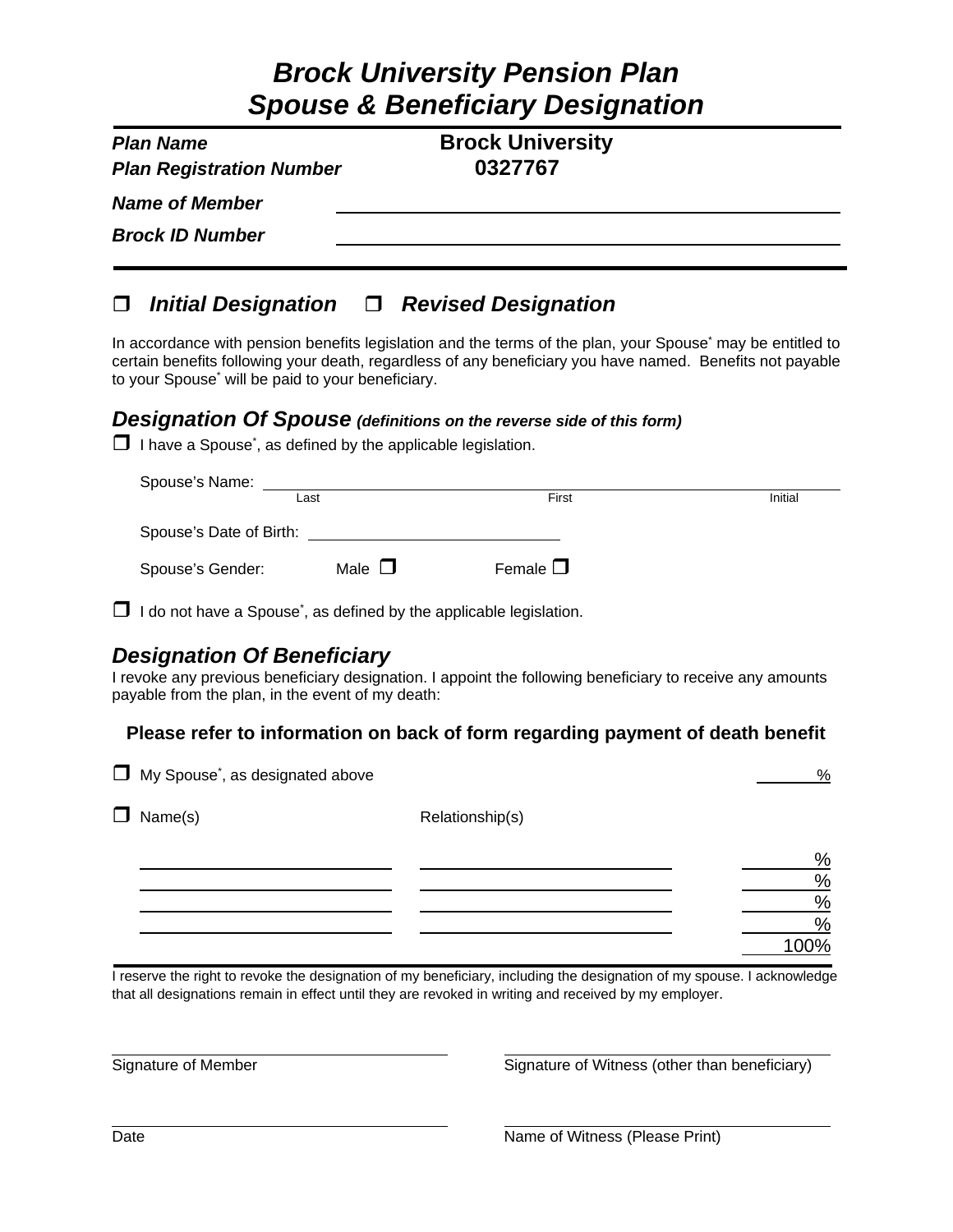# Brock University Pension Plan
# Spouse & Beneficiary Designation

| | |
|---|---|
| ***Plan Name*** | **Brock University** |
| ***Plan Registration Number*** | **0327767** |
| ***Name of Member*** | ______________________________ |
| ***Brock ID Number*** | ______________________________ |

☐ ***Initial Designation*** ☐ ***Revised Designation***

In accordance with pension benefits legislation and the terms of the plan, your Spouse* may be entitled to certain benefits following your death, regardless of any beneficiary you have named. Benefits not payable to your Spouse* will be paid to your beneficiary.

## *Designation Of Spouse* ***(definitions on the reverse side of this form)***

☐ I have a Spouse*, as defined by the applicable legislation.

Spouse's Name: ______________________________
Last First Initial

Spouse's Date of Birth: ______________________________

Spouse's Gender: Male ☐ Female ☐

☐ I do not have a Spouse*, as defined by the applicable legislation.

## *Designation Of Beneficiary*

I revoke any previous beneficiary designation. I appoint the following beneficiary to receive any amounts payable from the plan, in the event of my death:

**Please refer to information on back of form regarding payment of death benefit**

☐ My Spouse*, as designated above ______ %

☐ Name(s) Relationship(s)

| Name(s) | Relationship(s) | % |
|---|---|---|
| | | % |
| | | % |
| | | % |
| | | % |
| | | 100% |

I reserve the right to revoke the designation of my beneficiary, including the designation of my spouse. I acknowledge that all designations remain in effect until they are revoked in writing and received by my employer.

______________________________ ______________________________
Signature of Member Signature of Witness (other than beneficiary)

______________________________ ______________________________
Date Name of Witness (Please Print)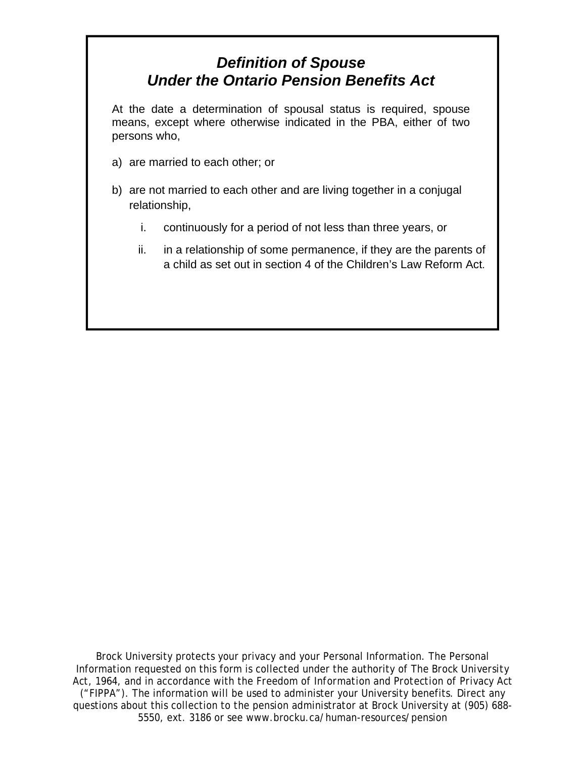## *Definition of Spouse Under the Ontario Pension Benefits Act*

At the date a determination of spousal status is required, spouse means, except where otherwise indicated in the PBA, either of two persons who,

a) are married to each other; or

b) are not married to each other and are living together in a conjugal relationship,

   i. continuously for a period of not less than three years, or

   ii. in a relationship of some permanence, if they are the parents of a child as set out in section 4 of the Children's Law Reform Act.

Brock University protects your privacy and your Personal Information. The Personal Information requested on this form is collected under the authority of The Brock University Act, 1964, and in accordance with the Freedom of Information and Protection of Privacy Act ("FIPPA"). The information will be used to administer your University benefits. Direct any questions about this collection to the pension administrator at Brock University at (905) 688-5550, ext. 3186 or see www.brocku.ca/human-resources/pension